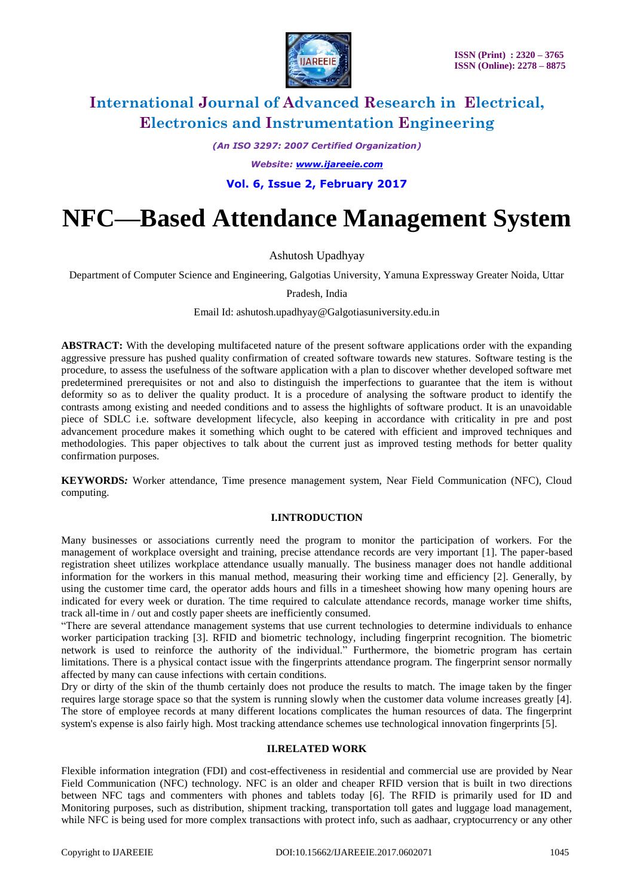# NFC—Based Attendance Management System

Ashutosh Upadhyay

Department of Computer Science and Engineering, Galgotias University, Yamuna Expressway Greater Noida, Uttar Pradesh, India

Email Id: ashutosh.upadhyay@Galgotiasuniversity.edu.in

**ABSTRACT:** With the developing multifaceted nature of the present software applications order with the expanding aggressive pressure has pushed quality confirmation of created software towards new statures. Software testing is the procedure, to assess the usefulness of the software application with a plan to discover whether developed software met predetermined prerequisites or not and also to distinguish the imperfections to guarantee that the item is without deformity so as to deliver the quality product. It is a procedure of analysing the software product to identify the contrasts among existing and needed conditions and to assess the highlights of software product. It is an unavoidable piece of SDLC i.e. software development lifecycle, also keeping in accordance with criticality in pre and post advancement procedure makes it something which ought to be catered with efficient and improved techniques and methodologies. This paper objectives to talk about the current just as improved testing methods for better quality confirmation purposes.

**KEYWORDS:** Worker attendance, Time presence management system, Near Field Communication (NFC), Cloud computing.

## I.INTRODUCTION

Many businesses or associations currently need the program to monitor the participation of workers. For the management of workplace oversight and training, precise attendance records are very important [1]. The paper-based registration sheet utilizes workplace attendance usually manually. The business manager does not handle additional information for the workers in this manual method, measuring their working time and efficiency [2]. Generally, by using the customer time card, the operator adds hours and fills in a timesheet showing how many opening hours are indicated for every week or duration. The time required to calculate attendance records, manage worker time shifts, track all-time in / out and costly paper sheets are inefficiently consumed.

"There are several attendance management systems that use current technologies to determine individuals to enhance worker participation tracking [3]. RFID and biometric technology, including fingerprint recognition. The biometric network is used to reinforce the authority of the individual." Furthermore, the biometric program has certain limitations. There is a physical contact issue with the fingerprints attendance program. The fingerprint sensor normally affected by many can cause infections with certain conditions.

Dry or dirty of the skin of the thumb certainly does not produce the results to match. The image taken by the finger requires large storage space so that the system is running slowly when the customer data volume increases greatly [4]. The store of employee records at many different locations complicates the human resources of data. The fingerprint system's expense is also fairly high. Most tracking attendance schemes use technological innovation fingerprints [5].

## II.RELATED WORK

Flexible information integration (FDI) and cost-effectiveness in residential and commercial use are provided by Near Field Communication (NFC) technology. NFC is an older and cheaper RFID version that is built in two directions between NFC tags and commenters with phones and tablets today [6]. The RFID is primarily used for ID and Monitoring purposes, such as distribution, shipment tracking, transportation toll gates and luggage load management, while NFC is being used for more complex transactions with protect info, such as aadhaar, cryptocurrency or any other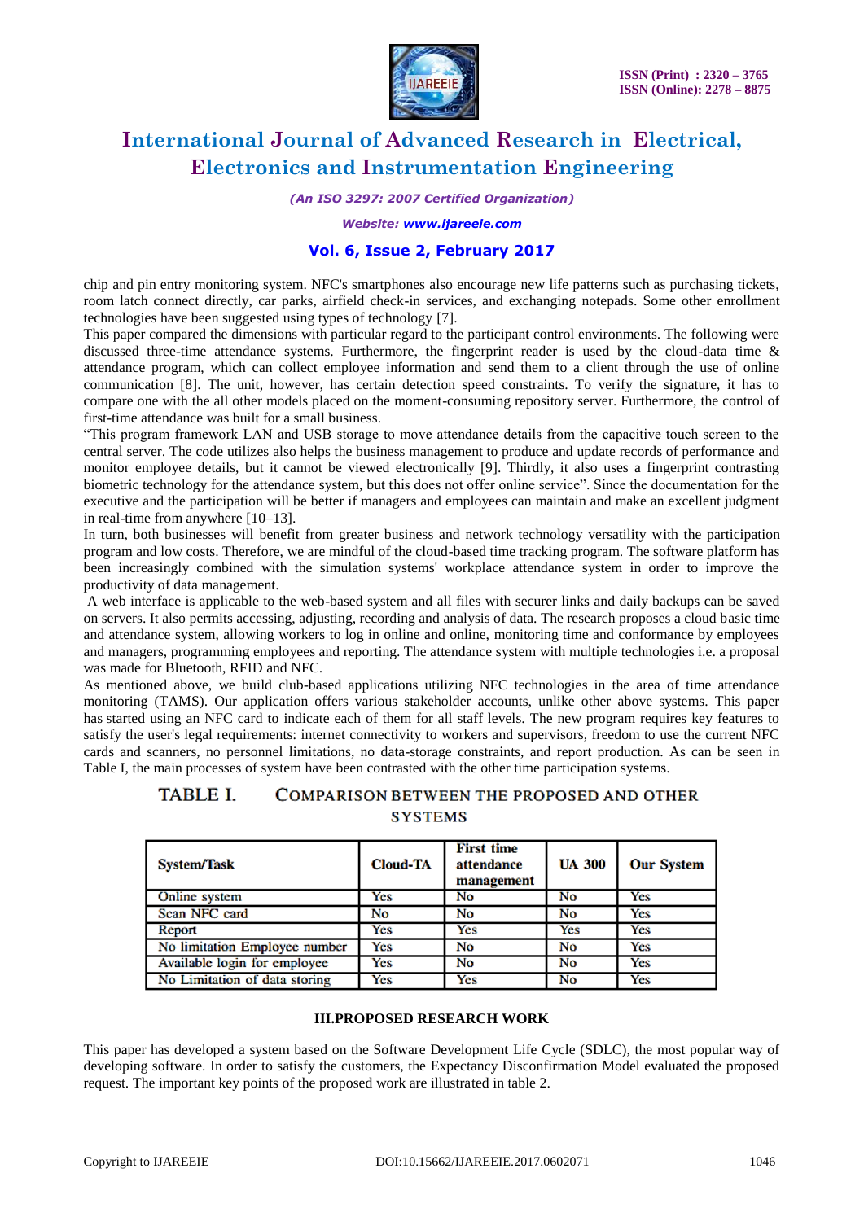chip and pin entry monitoring system. NFC's smartphones also encourage new life patterns such as purchasing tickets, room latch connect directly, car parks, airfield check-in services, and exchanging notepads. Some other enrollment technologies have been suggested using types of technology [7].

This paper compared the dimensions with particular regard to the participant control environments. The following were discussed three-time attendance systems. Furthermore, the fingerprint reader is used by the cloud-data time & attendance program, which can collect employee information and send them to a client through the use of online communication [8]. The unit, however, has certain detection speed constraints. To verify the signature, it has to compare one with the all other models placed on the moment-consuming repository server. Furthermore, the control of first-time attendance was built for a small business.

"This program framework LAN and USB storage to move attendance details from the capacitive touch screen to the central server. The code utilizes also helps the business management to produce and update records of performance and monitor employee details, but it cannot be viewed electronically [9]. Thirdly, it also uses a fingerprint contrasting biometric technology for the attendance system, but this does not offer online service". Since the documentation for the executive and the participation will be better if managers and employees can maintain and make an excellent judgment in real-time from anywhere [10–13].

In turn, both businesses will benefit from greater business and network technology versatility with the participation program and low costs. Therefore, we are mindful of the cloud-based time tracking program. The software platform has been increasingly combined with the simulation systems' workplace attendance system in order to improve the productivity of data management.

A web interface is applicable to the web-based system and all files with securer links and daily backups can be saved on servers. It also permits accessing, adjusting, recording and analysis of data. The research proposes a cloud basic time and attendance system, allowing workers to log in online and online, monitoring time and conformance by employees and managers, programming employees and reporting. The attendance system with multiple technologies i.e. a proposal was made for Bluetooth, RFID and NFC.

As mentioned above, we build club-based applications utilizing NFC technologies in the area of time attendance monitoring (TAMS). Our application offers various stakeholder accounts, unlike other above systems. This paper has started using an NFC card to indicate each of them for all staff levels. The new program requires key features to satisfy the user's legal requirements: internet connectivity to workers and supervisors, freedom to use the current NFC cards and scanners, no personnel limitations, no data-storage constraints, and report production. As can be seen in Table I, the main processes of system have been contrasted with the other time participation systems.

TABLE I. COMPARISON BETWEEN THE PROPOSED AND OTHER SYSTEMS

| System/Task | Cloud-TA | First time attendance management | UA 300 | Our System |
|---|---|---|---|---|
| Online system | Yes | No | No | Yes |
| Scan NFC card | No | No | No | Yes |
| Report | Yes | Yes | Yes | Yes |
| No limitation Employee number | Yes | No | No | Yes |
| Available login for employee | Yes | No | No | Yes |
| No Limitation of data storing | Yes | Yes | No | Yes |

## III. PROPOSED RESEARCH WORK

This paper has developed a system based on the Software Development Life Cycle (SDLC), the most popular way of developing software. In order to satisfy the customers, the Expectancy Disconfirmation Model evaluated the proposed request. The important key points of the proposed work are illustrated in table 2.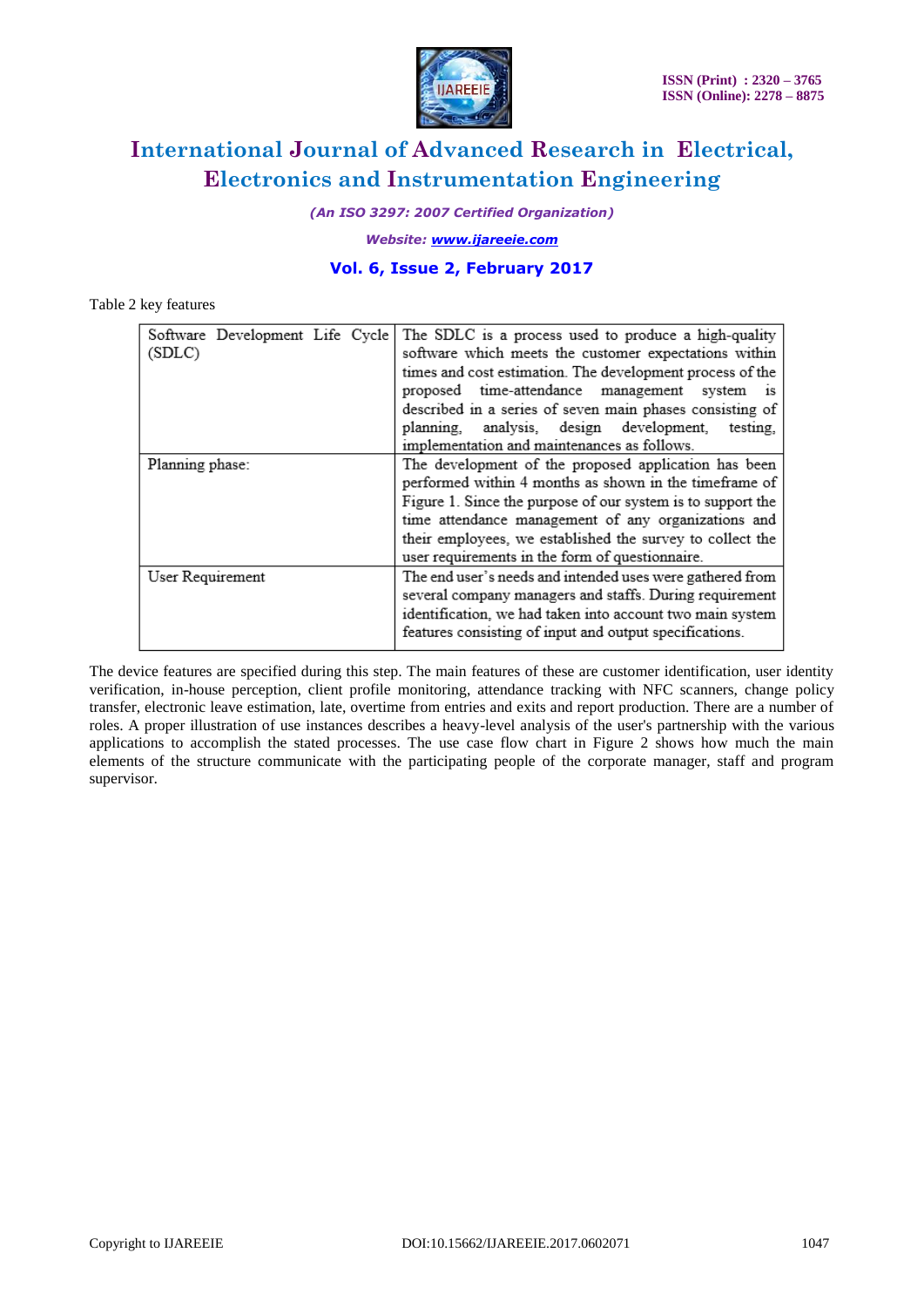Table 2 key features

| | |
|---|---|
| Software Development Life Cycle (SDLC) | The SDLC is a process used to produce a high-quality software which meets the customer expectations within times and cost estimation. The development process of the proposed time-attendance management system is described in a series of seven main phases consisting of planning, analysis, design development, testing, implementation and maintenances as follows. |
| Planning phase: | The development of the proposed application has been performed within 4 months as shown in the timeframe of Figure 1. Since the purpose of our system is to support the time attendance management of any organizations and their employees, we established the survey to collect the user requirements in the form of questionnaire. |
| User Requirement | The end user's needs and intended uses were gathered from several company managers and staffs. During requirement identification, we had taken into account two main system features consisting of input and output specifications. |

The device features are specified during this step. The main features of these are customer identification, user identity verification, in-house perception, client profile monitoring, attendance tracking with NFC scanners, change policy transfer, electronic leave estimation, late, overtime from entries and exits and report production. There are a number of roles. A proper illustration of use instances describes a heavy-level analysis of the user's partnership with the various applications to accomplish the stated processes. The use case flow chart in Figure 2 shows how much the main elements of the structure communicate with the participating people of the corporate manager, staff and program supervisor.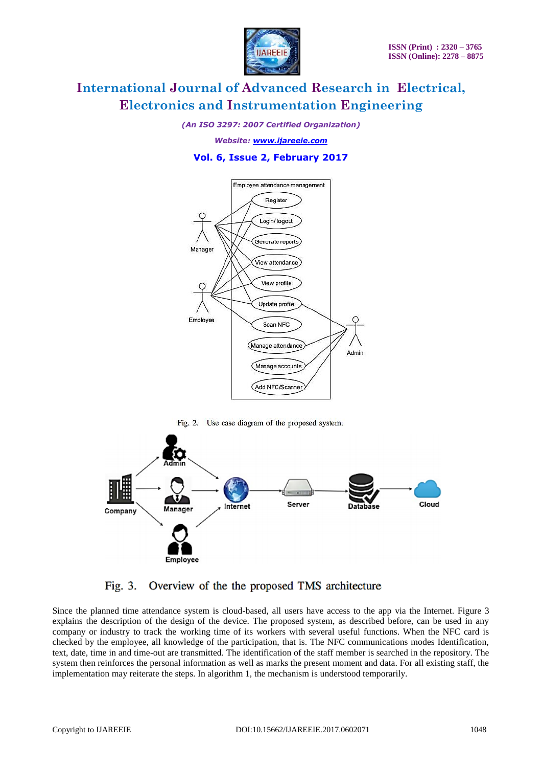Fig. 2. Use case diagram of the proposed system.

Fig. 3. Overview of the the proposed TMS architecture

Since the planned time attendance system is cloud-based, all users have access to the app via the Internet. Figure 3 explains the description of the design of the device. The proposed system, as described before, can be used in any company or industry to track the working time of its workers with several useful functions. When the NFC card is checked by the employee, all knowledge of the participation, that is. The NFC communications modes Identification, text, date, time in and time-out are transmitted. The identification of the staff member is searched in the repository. The system then reinforces the personal information as well as marks the present moment and data. For all existing staff, the implementation may reiterate the steps. In algorithm 1, the mechanism is understood temporarily.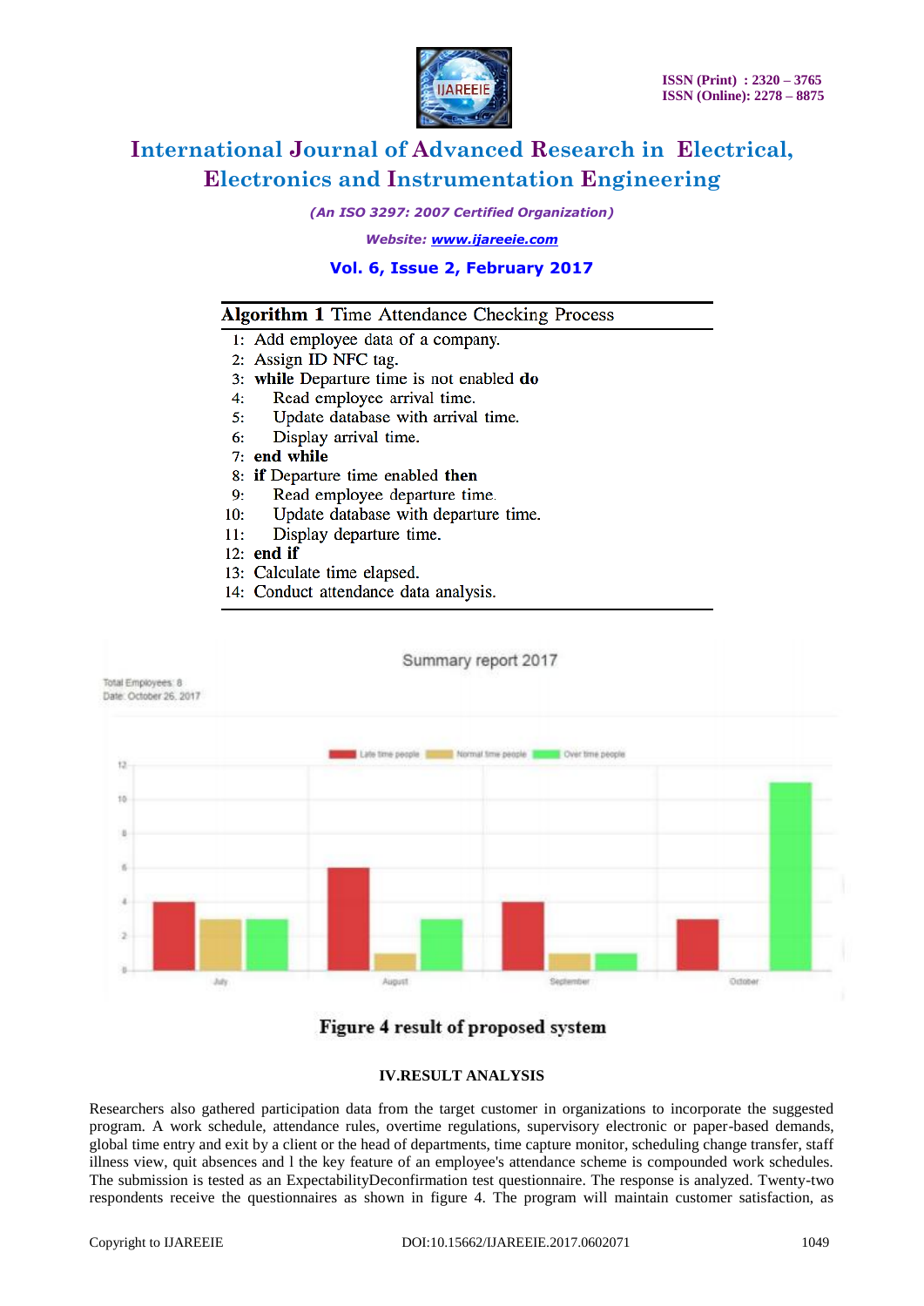**Algorithm 1** Time Attendance Checking Process

```
1:  Add employee data of a company.
2:  Assign ID NFC tag.
3:  while Departure time is not enabled do
4:      Read employee arrival time.
5:      Update database with arrival time.
6:      Display arrival time.
7:  end while
8:  if Departure time enabled then
9:      Read employee departure time.
10:     Update database with departure time.
11:     Display departure time.
12: end if
13: Calculate time elapsed.
14: Conduct attendance data analysis.
```

Figure 4 result of proposed system

## IV.RESULT ANALYSIS

Researchers also gathered participation data from the target customer in organizations to incorporate the suggested program. A work schedule, attendance rules, overtime regulations, supervisory electronic or paper-based demands, global time entry and exit by a client or the head of departments, time capture monitor, scheduling change transfer, staff illness view, quit absences and l the key feature of an employee's attendance scheme is compounded work schedules. The submission is tested as an ExpectabilityDeconfirmation test questionnaire. The response is analyzed. Twenty-two respondents receive the questionnaires as shown in figure 4. The program will maintain customer satisfaction, as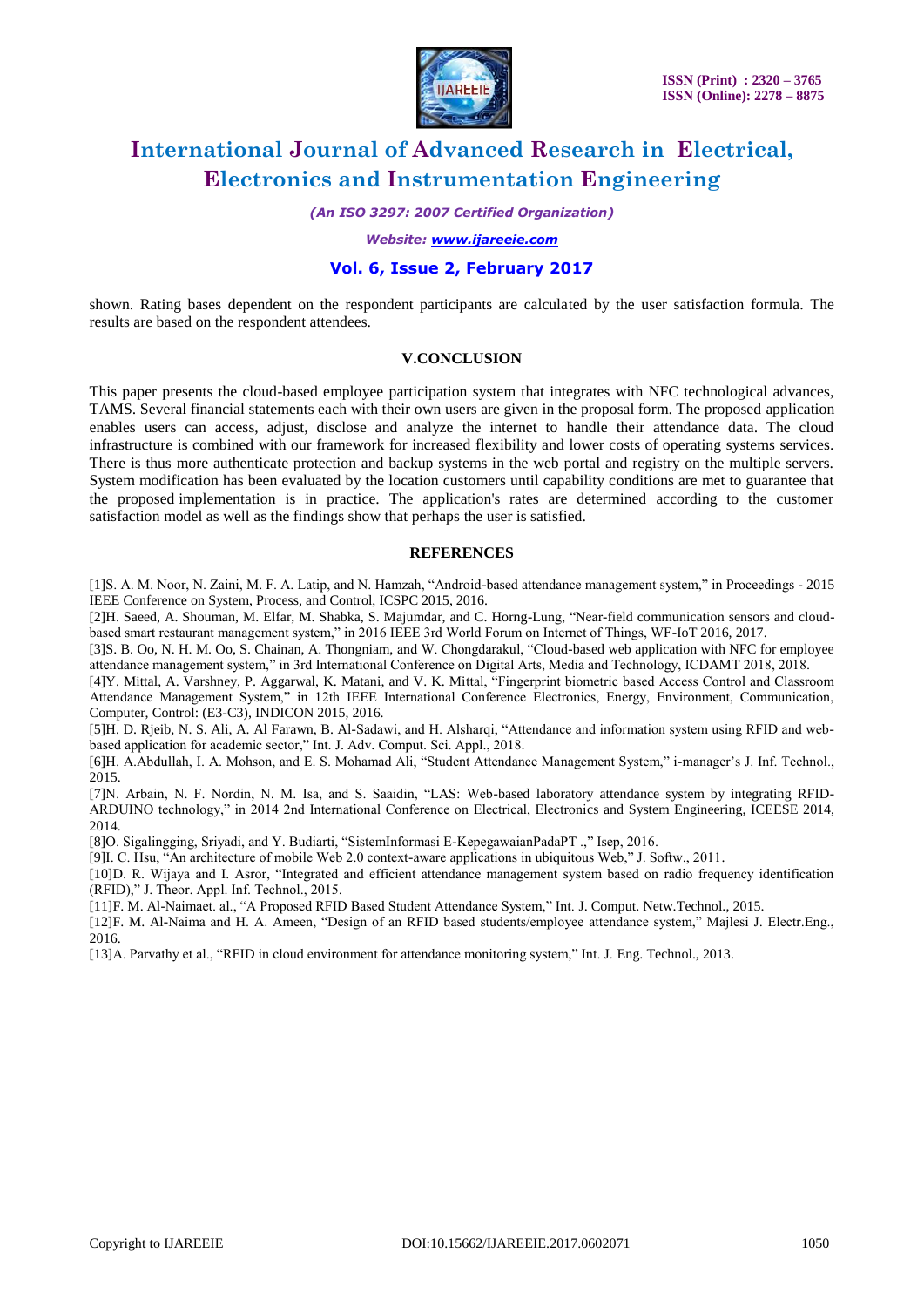shown. Rating bases dependent on the respondent participants are calculated by the user satisfaction formula. The results are based on the respondent attendees.

## V.CONCLUSION

This paper presents the cloud-based employee participation system that integrates with NFC technological advances, TAMS. Several financial statements each with their own users are given in the proposal form. The proposed application enables users can access, adjust, disclose and analyze the internet to handle their attendance data. The cloud infrastructure is combined with our framework for increased flexibility and lower costs of operating systems services. There is thus more authenticate protection and backup systems in the web portal and registry on the multiple servers. System modification has been evaluated by the location customers until capability conditions are met to guarantee that the proposed implementation is in practice. The application's rates are determined according to the customer satisfaction model as well as the findings show that perhaps the user is satisfied.

## REFERENCES

[1]S. A. M. Noor, N. Zaini, M. F. A. Latip, and N. Hamzah, "Android-based attendance management system," in Proceedings - 2015 IEEE Conference on System, Process, and Control, ICSPC 2015, 2016.

[2]H. Saeed, A. Shouman, M. Elfar, M. Shabka, S. Majumdar, and C. Horng-Lung, "Near-field communication sensors and cloud-based smart restaurant management system," in 2016 IEEE 3rd World Forum on Internet of Things, WF-IoT 2016, 2017.

[3]S. B. Oo, N. H. M. Oo, S. Chainan, A. Thongniam, and W. Chongdarakul, "Cloud-based web application with NFC for employee attendance management system," in 3rd International Conference on Digital Arts, Media and Technology, ICDAMT 2018, 2018.

[4]Y. Mittal, A. Varshney, P. Aggarwal, K. Matani, and V. K. Mittal, "Fingerprint biometric based Access Control and Classroom Attendance Management System," in 12th IEEE International Conference Electronics, Energy, Environment, Communication, Computer, Control: (E3-C3), INDICON 2015, 2016.

[5]H. D. Rjeib, N. S. Ali, A. Al Farawn, B. Al-Sadawi, and H. Alsharqi, "Attendance and information system using RFID and web-based application for academic sector," Int. J. Adv. Comput. Sci. Appl., 2018.

[6]H. A.Abdullah, I. A. Mohson, and E. S. Mohamad Ali, "Student Attendance Management System," i-manager's J. Inf. Technol., 2015.

[7]N. Arbain, N. F. Nordin, N. M. Isa, and S. Saaidin, "LAS: Web-based laboratory attendance system by integrating RFID-ARDUINO technology," in 2014 2nd International Conference on Electrical, Electronics and System Engineering, ICEESE 2014, 2014.

[8]O. Sigalingging, Sriyadi, and Y. Budiarti, "SistemInformasi E-KepegawaianPadaPT .," Isep, 2016.

[9]I. C. Hsu, "An architecture of mobile Web 2.0 context-aware applications in ubiquitous Web," J. Softw., 2011.

[10]D. R. Wijaya and I. Asror, "Integrated and efficient attendance management system based on radio frequency identification (RFID)," J. Theor. Appl. Inf. Technol., 2015.

[11]F. M. Al-Naimaet. al., "A Proposed RFID Based Student Attendance System," Int. J. Comput. Netw.Technol., 2015.

[12]F. M. Al-Naima and H. A. Ameen, "Design of an RFID based students/employee attendance system," Majlesi J. Electr.Eng., 2016.

[13]A. Parvathy et al., "RFID in cloud environment for attendance monitoring system," Int. J. Eng. Technol., 2013.